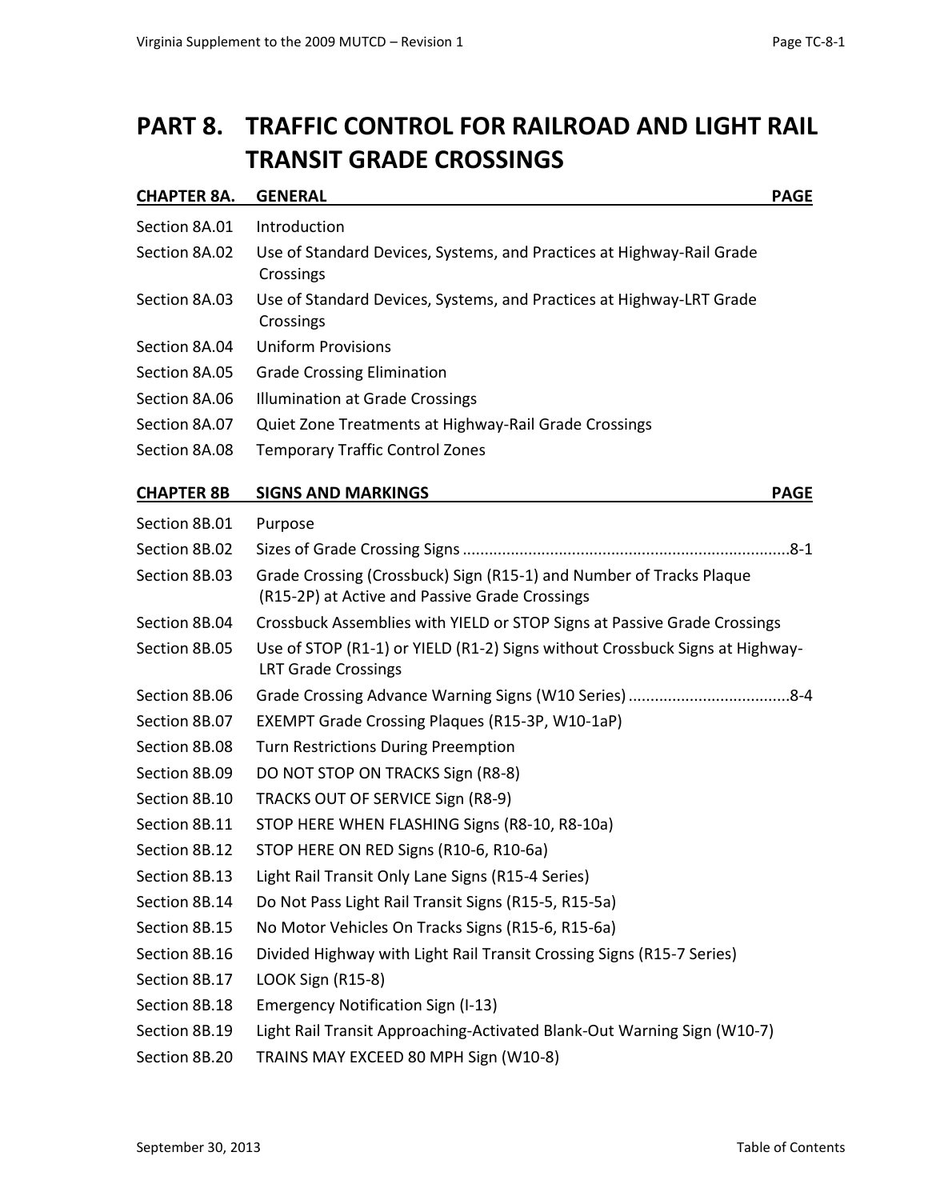# PART 8. TRAFFIC CONTROL FOR RAILROAD AND LIGHT RAIL TRANSIT GRADE CROSSINGS

| CHAPTER 8A. | GENERAL | PAGE |
| --- | --- | --- |
| Section 8A.01 | Introduction | |
| Section 8A.02 | Use of Standard Devices, Systems, and Practices at Highway-Rail Grade Crossings | |
| Section 8A.03 | Use of Standard Devices, Systems, and Practices at Highway-LRT Grade Crossings | |
| Section 8A.04 | Uniform Provisions | |
| Section 8A.05 | Grade Crossing Elimination | |
| Section 8A.06 | Illumination at Grade Crossings | |
| Section 8A.07 | Quiet Zone Treatments at Highway-Rail Grade Crossings | |
| Section 8A.08 | Temporary Traffic Control Zones | |

| CHAPTER 8B | SIGNS AND MARKINGS | PAGE |
| --- | --- | --- |
| Section 8B.01 | Purpose | |
| Section 8B.02 | Sizes of Grade Crossing Signs | 8-1 |
| Section 8B.03 | Grade Crossing (Crossbuck) Sign (R15-1) and Number of Tracks Plaque (R15-2P) at Active and Passive Grade Crossings | |
| Section 8B.04 | Crossbuck Assemblies with YIELD or STOP Signs at Passive Grade Crossings | |
| Section 8B.05 | Use of STOP (R1-1) or YIELD (R1-2) Signs without Crossbuck Signs at Highway-LRT Grade Crossings | |
| Section 8B.06 | Grade Crossing Advance Warning Signs (W10 Series) | 8-4 |
| Section 8B.07 | EXEMPT Grade Crossing Plaques (R15-3P, W10-1aP) | |
| Section 8B.08 | Turn Restrictions During Preemption | |
| Section 8B.09 | DO NOT STOP ON TRACKS Sign (R8-8) | |
| Section 8B.10 | TRACKS OUT OF SERVICE Sign (R8-9) | |
| Section 8B.11 | STOP HERE WHEN FLASHING Signs (R8-10, R8-10a) | |
| Section 8B.12 | STOP HERE ON RED Signs (R10-6, R10-6a) | |
| Section 8B.13 | Light Rail Transit Only Lane Signs (R15-4 Series) | |
| Section 8B.14 | Do Not Pass Light Rail Transit Signs (R15-5, R15-5a) | |
| Section 8B.15 | No Motor Vehicles On Tracks Signs (R15-6, R15-6a) | |
| Section 8B.16 | Divided Highway with Light Rail Transit Crossing Signs (R15-7 Series) | |
| Section 8B.17 | LOOK Sign (R15-8) | |
| Section 8B.18 | Emergency Notification Sign (I-13) | |
| Section 8B.19 | Light Rail Transit Approaching-Activated Blank-Out Warning Sign (W10-7) | |
| Section 8B.20 | TRAINS MAY EXCEED 80 MPH Sign (W10-8) | |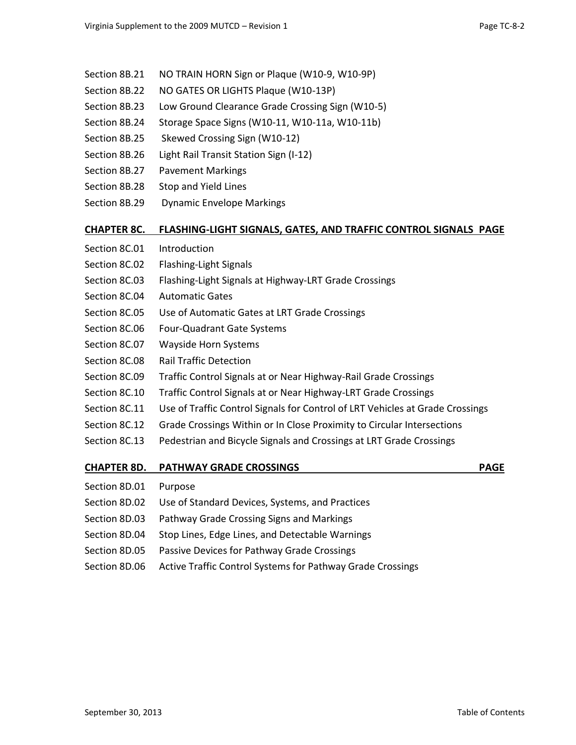Section 8B.21 NO TRAIN HORN Sign or Plaque (W10-9, W10-9P)

Section 8B.22 NO GATES OR LIGHTS Plaque (W10-13P)

Section 8B.23 Low Ground Clearance Grade Crossing Sign (W10-5)

Section 8B.24 Storage Space Signs (W10-11, W10-11a, W10-11b)

Section 8B.25 Skewed Crossing Sign (W10-12)

Section 8B.26 Light Rail Transit Station Sign (I-12)

Section 8B.27 Pavement Markings

Section 8B.28 Stop and Yield Lines

Section 8B.29 Dynamic Envelope Markings

## CHAPTER 8C. FLASHING-LIGHT SIGNALS, GATES, AND TRAFFIC CONTROL SIGNALS PAGE

Section 8C.01 Introduction

Section 8C.02 Flashing-Light Signals

Section 8C.03 Flashing-Light Signals at Highway-LRT Grade Crossings

Section 8C.04 Automatic Gates

Section 8C.05 Use of Automatic Gates at LRT Grade Crossings

Section 8C.06 Four-Quadrant Gate Systems

Section 8C.07 Wayside Horn Systems

Section 8C.08 Rail Traffic Detection

Section 8C.09 Traffic Control Signals at or Near Highway-Rail Grade Crossings

Section 8C.10 Traffic Control Signals at or Near Highway-LRT Grade Crossings

Section 8C.11 Use of Traffic Control Signals for Control of LRT Vehicles at Grade Crossings

Section 8C.12 Grade Crossings Within or In Close Proximity to Circular Intersections

Section 8C.13 Pedestrian and Bicycle Signals and Crossings at LRT Grade Crossings

## CHAPTER 8D. PATHWAY GRADE CROSSINGS PAGE

Section 8D.01 Purpose

Section 8D.02 Use of Standard Devices, Systems, and Practices

Section 8D.03 Pathway Grade Crossing Signs and Markings

Section 8D.04 Stop Lines, Edge Lines, and Detectable Warnings

Section 8D.05 Passive Devices for Pathway Grade Crossings

Section 8D.06 Active Traffic Control Systems for Pathway Grade Crossings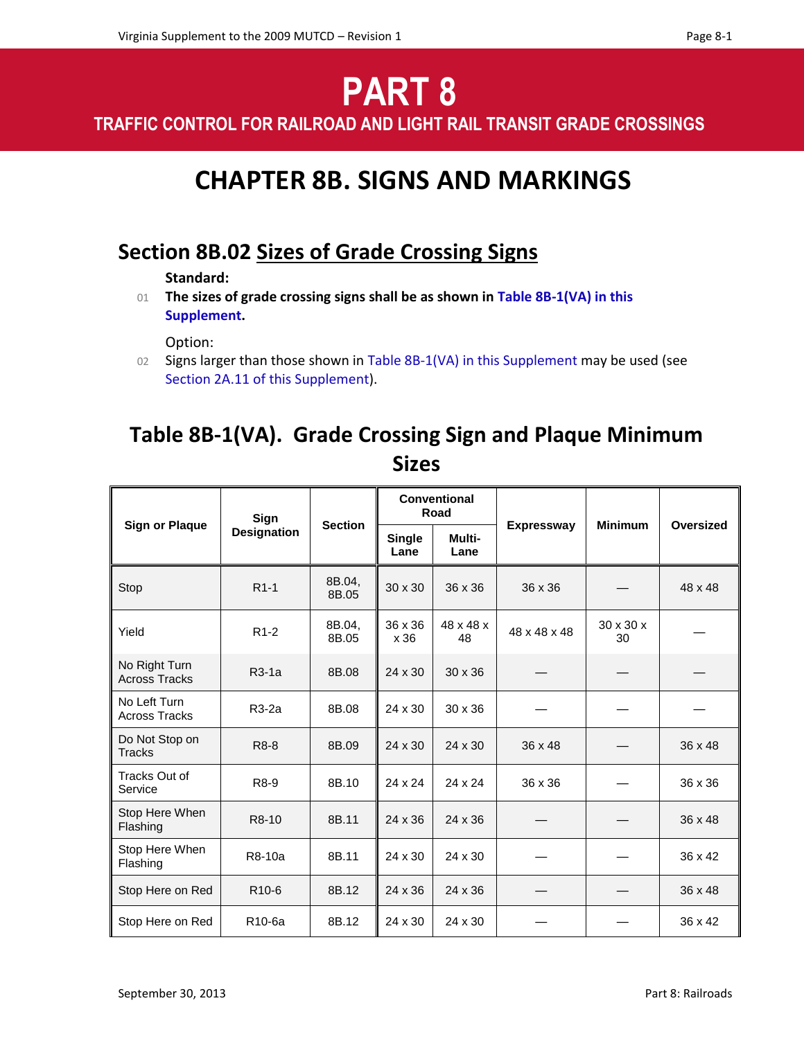# PART 8

## TRAFFIC CONTROL FOR RAILROAD AND LIGHT RAIL TRANSIT GRADE CROSSINGS

# CHAPTER 8B. SIGNS AND MARKINGS

## Section 8B.02 Sizes of Grade Crossing Signs

**Standard:**

01 **The sizes of grade crossing signs shall be as shown in Table 8B-1(VA) in this Supplement.**

Option:

02 Signs larger than those shown in Table 8B-1(VA) in this Supplement may be used (see Section 2A.11 of this Supplement).

## Table 8B-1(VA). Grade Crossing Sign and Plaque Minimum Sizes

| Sign or Plaque | Sign Designation | Section | Conventional Road | | Expressway | Minimum | Oversized |
|---|---|---|---|---|---|---|---|
| | | | Single Lane | Multi-Lane | | | |
| Stop | R1-1 | 8B.04, 8B.05 | 30 x 30 | 36 x 36 | 36 x 36 | — | 48 x 48 |
| Yield | R1-2 | 8B.04, 8B.05 | 36 x 36 x 36 | 48 x 48 x 48 | 48 x 48 x 48 | 30 x 30 x 30 | — |
| No Right Turn Across Tracks | R3-1a | 8B.08 | 24 x 30 | 30 x 36 | — | — | — |
| No Left Turn Across Tracks | R3-2a | 8B.08 | 24 x 30 | 30 x 36 | — | — | — |
| Do Not Stop on Tracks | R8-8 | 8B.09 | 24 x 30 | 24 x 30 | 36 x 48 | — | 36 x 48 |
| Tracks Out of Service | R8-9 | 8B.10 | 24 x 24 | 24 x 24 | 36 x 36 | — | 36 x 36 |
| Stop Here When Flashing | R8-10 | 8B.11 | 24 x 36 | 24 x 36 | — | — | 36 x 48 |
| Stop Here When Flashing | R8-10a | 8B.11 | 24 x 30 | 24 x 30 | — | — | 36 x 42 |
| Stop Here on Red | R10-6 | 8B.12 | 24 x 36 | 24 x 36 | — | — | 36 x 48 |
| Stop Here on Red | R10-6a | 8B.12 | 24 x 30 | 24 x 30 | — | — | 36 x 42 |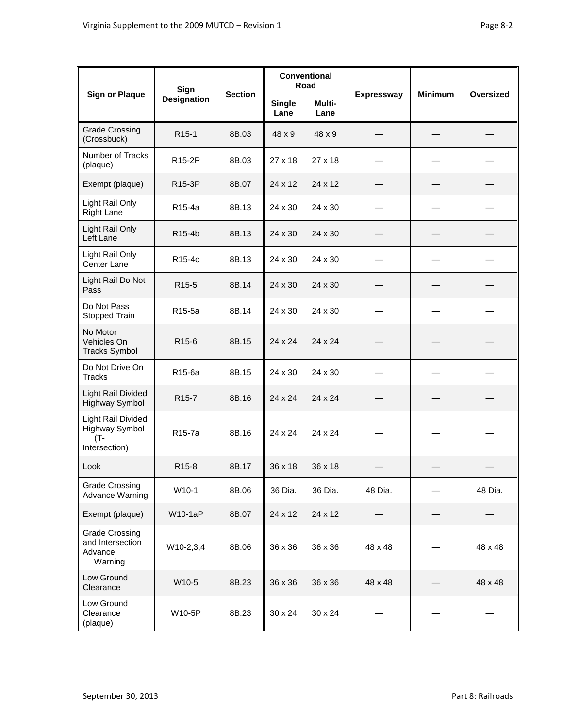| Sign or Plaque | Sign Designation | Section | Conventional Road | | Expressway | Minimum | Oversized |
|---|---|---|---|---|---|---|---|
| | | | Single Lane | Multi-Lane | | | |
| Grade Crossing (Crossbuck) | R15-1 | 8B.03 | 48 x 9 | 48 x 9 | — | — | — |
| Number of Tracks (plaque) | R15-2P | 8B.03 | 27 x 18 | 27 x 18 | — | — | — |
| Exempt (plaque) | R15-3P | 8B.07 | 24 x 12 | 24 x 12 | — | — | — |
| Light Rail Only Right Lane | R15-4a | 8B.13 | 24 x 30 | 24 x 30 | — | — | — |
| Light Rail Only Left Lane | R15-4b | 8B.13 | 24 x 30 | 24 x 30 | — | — | — |
| Light Rail Only Center Lane | R15-4c | 8B.13 | 24 x 30 | 24 x 30 | — | — | — |
| Light Rail Do Not Pass | R15-5 | 8B.14 | 24 x 30 | 24 x 30 | — | — | — |
| Do Not Pass Stopped Train | R15-5a | 8B.14 | 24 x 30 | 24 x 30 | — | — | — |
| No Motor Vehicles On Tracks Symbol | R15-6 | 8B.15 | 24 x 24 | 24 x 24 | — | — | — |
| Do Not Drive On Tracks | R15-6a | 8B.15 | 24 x 30 | 24 x 30 | — | — | — |
| Light Rail Divided Highway Symbol | R15-7 | 8B.16 | 24 x 24 | 24 x 24 | — | — | — |
| Light Rail Divided Highway Symbol (T-Intersection) | R15-7a | 8B.16 | 24 x 24 | 24 x 24 | — | — | — |
| Look | R15-8 | 8B.17 | 36 x 18 | 36 x 18 | — | — | — |
| Grade Crossing Advance Warning | W10-1 | 8B.06 | 36 Dia. | 36 Dia. | 48 Dia. | — | 48 Dia. |
| Exempt (plaque) | W10-1aP | 8B.07 | 24 x 12 | 24 x 12 | — | — | — |
| Grade Crossing and Intersection Advance Warning | W10-2,3,4 | 8B.06 | 36 x 36 | 36 x 36 | 48 x 48 | — | 48 x 48 |
| Low Ground Clearance | W10-5 | 8B.23 | 36 x 36 | 36 x 36 | 48 x 48 | — | 48 x 48 |
| Low Ground Clearance (plaque) | W10-5P | 8B.23 | 30 x 24 | 30 x 24 | — | — | — |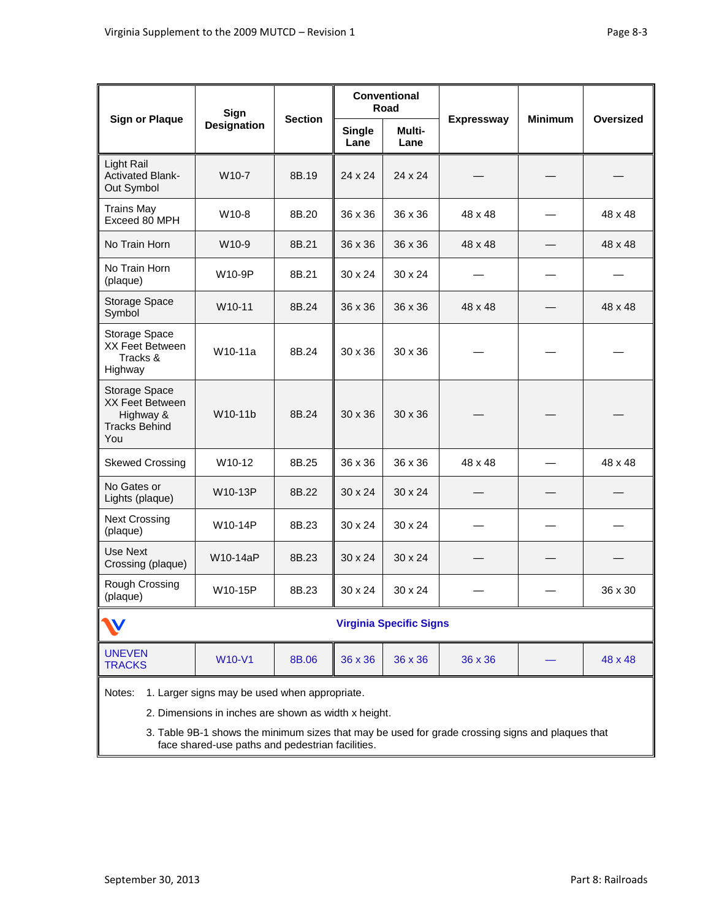| Sign or Plaque | Sign Designation | Section | Conventional Road | | Expressway | Minimum | Oversized |
|---|---|---|---|---|---|---|---|
| | | | Single Lane | Multi-Lane | | | |
| Light Rail Activated Blank-Out Symbol | W10-7 | 8B.19 | 24 x 24 | 24 x 24 | — | — | — |
| Trains May Exceed 80 MPH | W10-8 | 8B.20 | 36 x 36 | 36 x 36 | 48 x 48 | — | 48 x 48 |
| No Train Horn | W10-9 | 8B.21 | 36 x 36 | 36 x 36 | 48 x 48 | — | 48 x 48 |
| No Train Horn (plaque) | W10-9P | 8B.21 | 30 x 24 | 30 x 24 | — | — | — |
| Storage Space Symbol | W10-11 | 8B.24 | 36 x 36 | 36 x 36 | 48 x 48 | — | 48 x 48 |
| Storage Space XX Feet Between Tracks & Highway | W10-11a | 8B.24 | 30 x 36 | 30 x 36 | — | — | — |
| Storage Space XX Feet Between Highway & Tracks Behind You | W10-11b | 8B.24 | 30 x 36 | 30 x 36 | — | — | — |
| Skewed Crossing | W10-12 | 8B.25 | 36 x 36 | 36 x 36 | 48 x 48 | — | 48 x 48 |
| No Gates or Lights (plaque) | W10-13P | 8B.22 | 30 x 24 | 30 x 24 | — | — | — |
| Next Crossing (plaque) | W10-14P | 8B.23 | 30 x 24 | 30 x 24 | — | — | — |
| Use Next Crossing (plaque) | W10-14aP | 8B.23 | 30 x 24 | 30 x 24 | — | — | — |
| Rough Crossing (plaque) | W10-15P | 8B.23 | 30 x 24 | 30 x 24 | — | — | 36 x 30 |
| **Virginia Specific Signs** | | | | | | | |
| UNEVEN TRACKS | W10-V1 | 8B.06 | 36 x 36 | 36 x 36 | 36 x 36 | — | 48 x 48 |

Notes: 1. Larger signs may be used when appropriate.

2. Dimensions in inches are shown as width x height.

3. Table 9B-1 shows the minimum sizes that may be used for grade crossing signs and plaques that face shared-use paths and pedestrian facilities.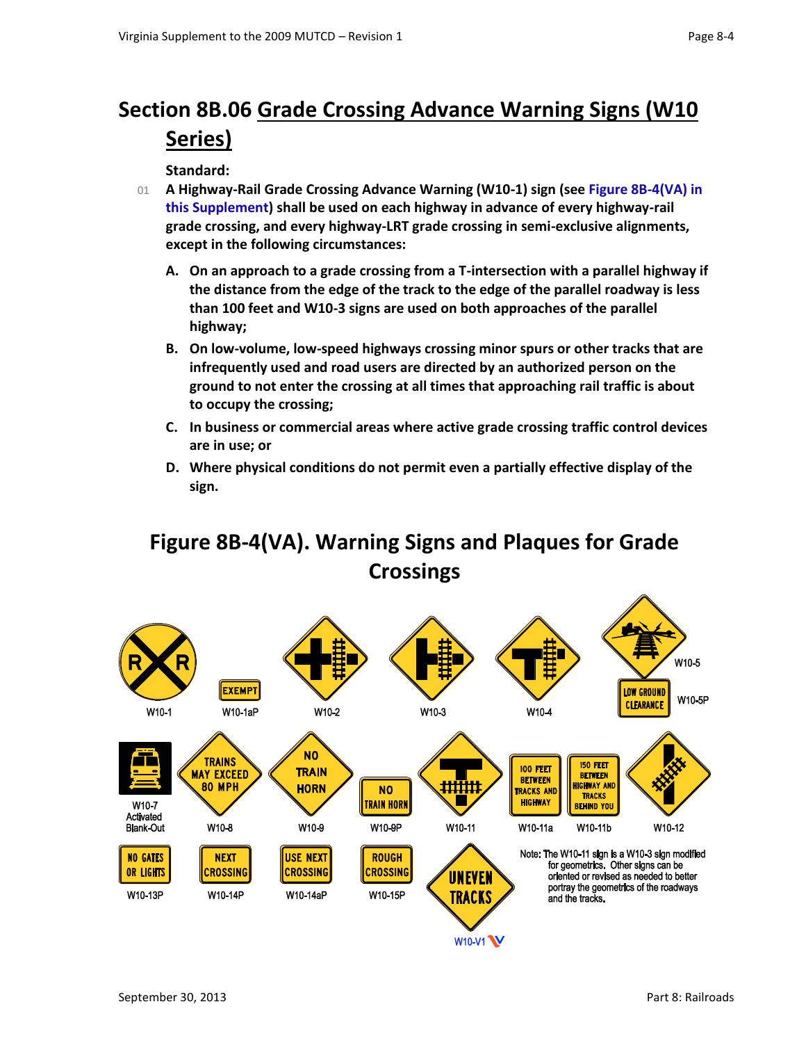# Section 8B.06 Grade Crossing Advance Warning Signs (W10 Series)

**Standard:**

01 **A Highway-Rail Grade Crossing Advance Warning (W10-1) sign (see Figure 8B-4(VA) in this Supplement) shall be used on each highway in advance of every highway-rail grade crossing, and every highway-LRT grade crossing in semi-exclusive alignments, except in the following circumstances:**

**A. On an approach to a grade crossing from a T-intersection with a parallel highway if the distance from the edge of the track to the edge of the parallel roadway is less than 100 feet and W10-3 signs are used on both approaches of the parallel highway;**

**B. On low-volume, low-speed highways crossing minor spurs or other tracks that are infrequently used and road users are directed by an authorized person on the ground to not enter the crossing at all times that approaching rail traffic is about to occupy the crossing;**

**C. In business or commercial areas where active grade crossing traffic control devices are in use; or**

**D. Where physical conditions do not permit even a partially effective display of the sign.**

## Figure 8B-4(VA). Warning Signs and Plaques for Grade Crossings

W10-1 W10-1aP (EXEMPT) W10-2 W10-3 W10-4 W10-5 W10-5P (LOW GROUND CLEARANCE)

W10-7 Activated Blank-Out W10-8 (TRAINS MAY EXCEED 80 MPH) W10-9 (NO TRAIN HORN) W10-9P (NO TRAIN HORN) W10-11 W10-11a (100 FEET BETWEEN TRACKS AND HIGHWAY) W10-11b (150 FEET BETWEEN HIGHWAY AND TRACKS BEHIND YOU) W10-12

W10-13P (NO GATES OR LIGHTS) W10-14P (NEXT CROSSING) W10-14aP (USE NEXT CROSSING) W10-15P (ROUGH CROSSING) W10-V1 (UNEVEN TRACKS)

Note: The W10-11 sign is a W10-3 sign modified for geometrics. Other signs can be oriented or revised as needed to better portray the geometrics of the roadways and the tracks.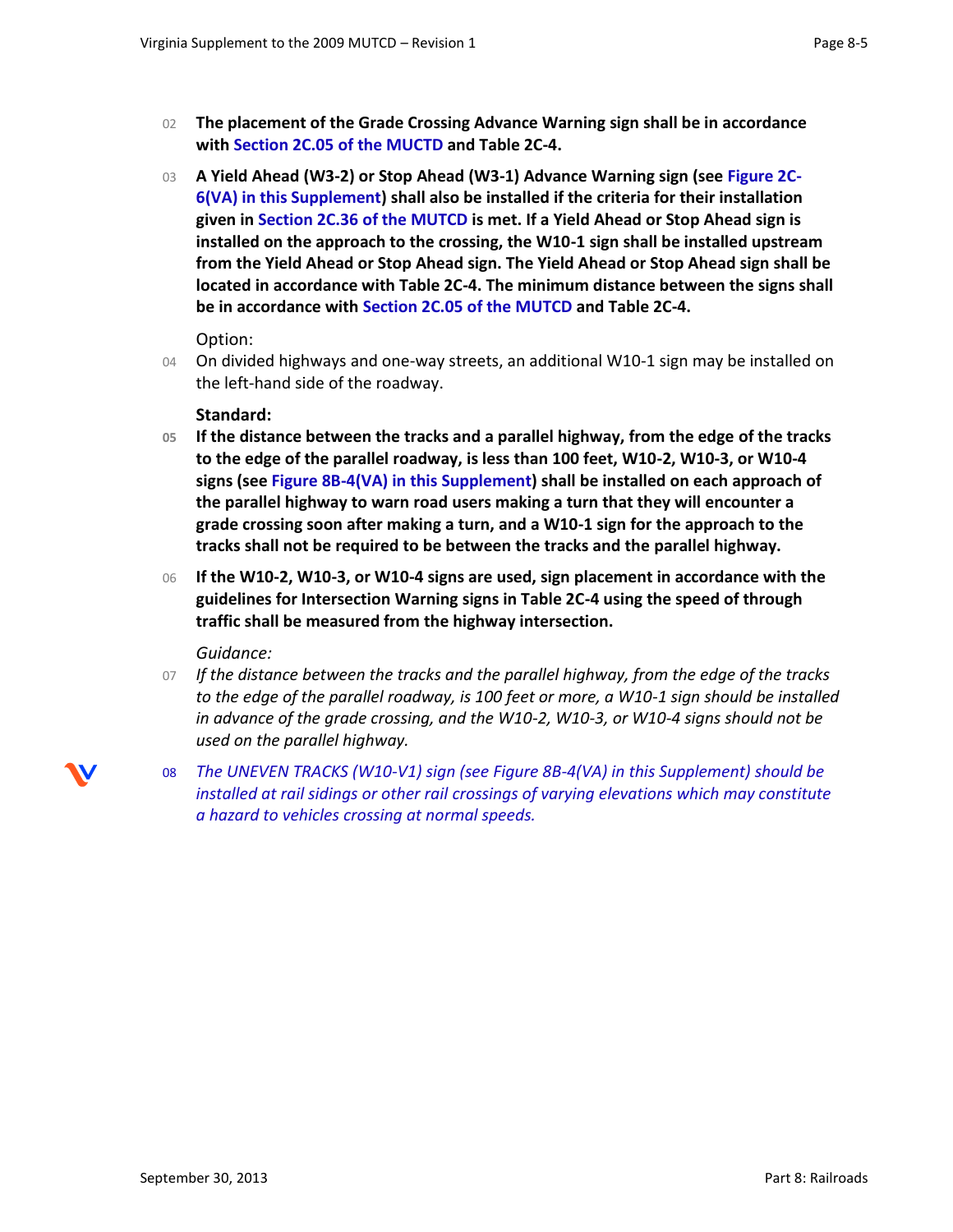02 **The placement of the Grade Crossing Advance Warning sign shall be in accordance with Section 2C.05 of the MUCTD and Table 2C-4.**

03 **A Yield Ahead (W3-2) or Stop Ahead (W3-1) Advance Warning sign (see Figure 2C-6(VA) in this Supplement) shall also be installed if the criteria for their installation given in Section 2C.36 of the MUTCD is met. If a Yield Ahead or Stop Ahead sign is installed on the approach to the crossing, the W10-1 sign shall be installed upstream from the Yield Ahead or Stop Ahead sign. The Yield Ahead or Stop Ahead sign shall be located in accordance with Table 2C-4. The minimum distance between the signs shall be in accordance with Section 2C.05 of the MUTCD and Table 2C-4.**

Option:

04 On divided highways and one-way streets, an additional W10-1 sign may be installed on the left-hand side of the roadway.

**Standard:**

05 **If the distance between the tracks and a parallel highway, from the edge of the tracks to the edge of the parallel roadway, is less than 100 feet, W10-2, W10-3, or W10-4 signs (see Figure 8B-4(VA) in this Supplement) shall be installed on each approach of the parallel highway to warn road users making a turn that they will encounter a grade crossing soon after making a turn, and a W10-1 sign for the approach to the tracks shall not be required to be between the tracks and the parallel highway.**

06 **If the W10-2, W10-3, or W10-4 signs are used, sign placement in accordance with the guidelines for Intersection Warning signs in Table 2C-4 using the speed of through traffic shall be measured from the highway intersection.**

*Guidance:*

07 *If the distance between the tracks and the parallel highway, from the edge of the tracks to the edge of the parallel roadway, is 100 feet or more, a W10-1 sign should be installed in advance of the grade crossing, and the W10-2, W10-3, or W10-4 signs should not be used on the parallel highway.*

08 *The UNEVEN TRACKS (W10-V1) sign (see Figure 8B-4(VA) in this Supplement) should be installed at rail sidings or other rail crossings of varying elevations which may constitute a hazard to vehicles crossing at normal speeds.*